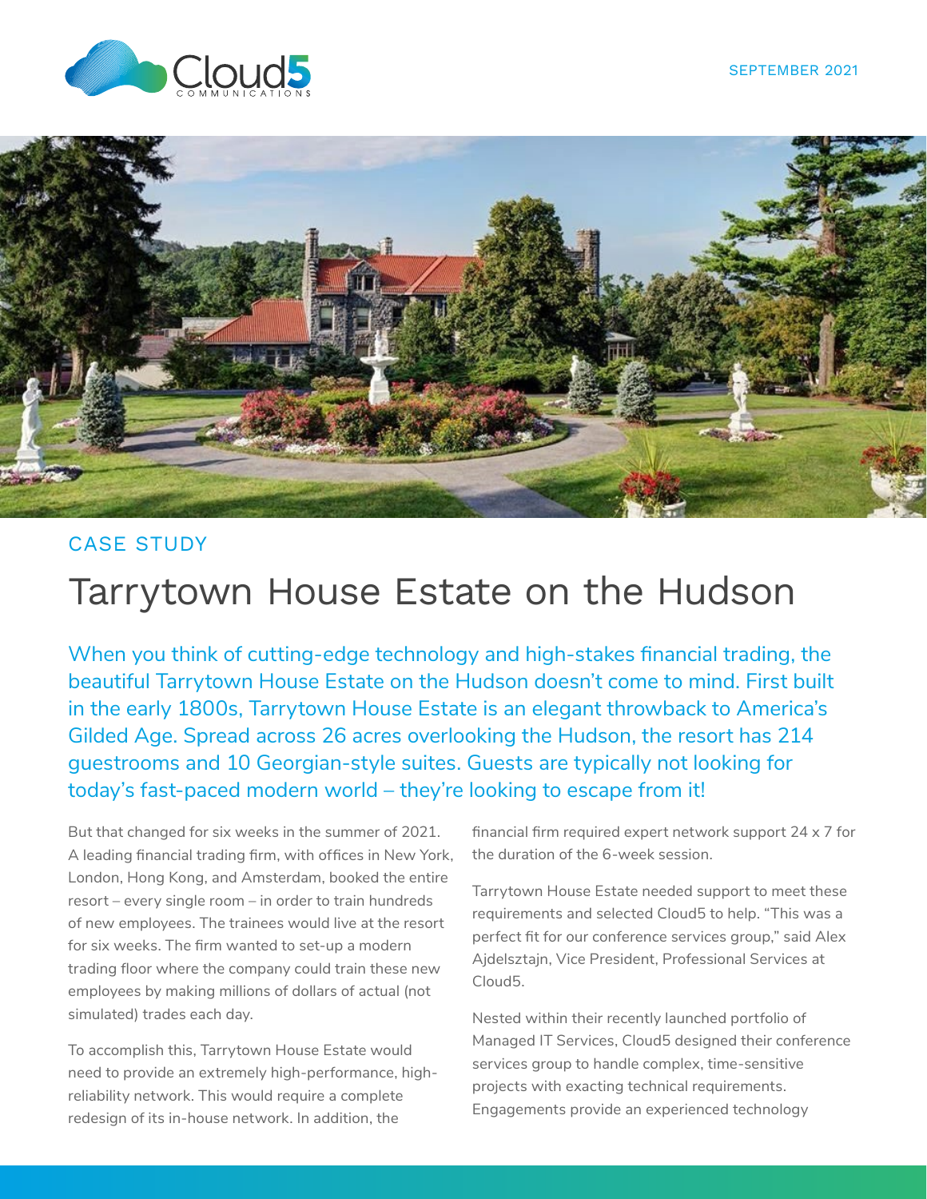SEPTEMBER 2021

CASE STUDY

# Tarrytown House Estate on the Hudson

When you think of cutting-edge technology and high-stakes financial trading, the beautiful Tarrytown House Estate on the Hudson doesn't come to mind. First built in the early 1800s, Tarrytown House Estate is an elegant throwback to America's Gilded Age. Spread across 26 acres overlooking the Hudson, the resort has 214 guestrooms and 10 Georgian-style suites. Guests are typically not looking for today's fast-paced modern world – they're looking to escape from it!

But that changed for six weeks in the summer of 2021. A leading financial trading firm, with offices in New York, London, Hong Kong, and Amsterdam, booked the entire resort – every single room – in order to train hundreds of new employees. The trainees would live at the resort for six weeks. The firm wanted to set-up a modern trading floor where the company could train these new employees by making millions of dollars of actual (not simulated) trades each day.

To accomplish this, Tarrytown House Estate would need to provide an extremely high-performance, high-reliability network. This would require a complete redesign of its in-house network. In addition, the financial firm required expert network support 24 x 7 for the duration of the 6-week session.

Tarrytown House Estate needed support to meet these requirements and selected Cloud5 to help. "This was a perfect fit for our conference services group," said Alex Ajdelsztajn, Vice President, Professional Services at Cloud5.

Nested within their recently launched portfolio of Managed IT Services, Cloud5 designed their conference services group to handle complex, time-sensitive projects with exacting technical requirements. Engagements provide an experienced technology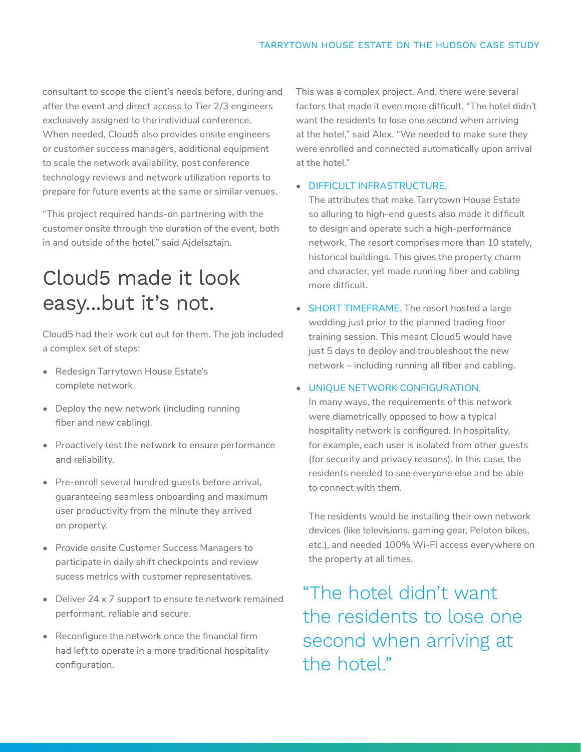consultant to scope the client's needs before, during and after the event and direct access to Tier 2/3 engineers exclusively assigned to the individual conference. When needed, Cloud5 also provides onsite engineers or customer success managers, additional equipment to scale the network availability, post conference technology reviews and network utilization reports to prepare for future events at the same or similar venues.

"This project required hands-on partnering with the customer onsite through the duration of the event, both in and outside of the hotel," said Ajdelsztajn.

## Cloud5 made it look easy...but it's not.

Cloud5 had their work cut out for them. The job included a complex set of steps:

- Redesign Tarrytown House Estate's complete network.
- Deploy the new network (including running fiber and new cabling).
- Proactively test the network to ensure performance and reliability.
- Pre-enroll several hundred guests before arrival, guaranteeing seamless onboarding and maximum user productivity from the minute they arrived on property.
- Provide onsite Customer Success Managers to participate in daily shift checkpoints and review sucess metrics with customer representatives.
- Deliver 24 x 7 support to ensure te network remained performant, reliable and secure.
- Reconfigure the network once the financial firm had left to operate in a more traditional hospitality configuration.

This was a complex project. And, there were several factors that made it even more difficult. "The hotel didn't want the residents to lose one second when arriving at the hotel," said Alex. "We needed to make sure they were enrolled and connected automatically upon arrival at the hotel."

- DIFFICULT INFRASTRUCTURE. The attributes that make Tarrytown House Estate so alluring to high-end guests also made it difficult to design and operate such a high-performance network. The resort comprises more than 10 stately, historical buildings. This gives the property charm and character, yet made running fiber and cabling more difficult.
- SHORT TIMEFRAME. The resort hosted a large wedding just prior to the planned trading floor training session. This meant Cloud5 would have just 5 days to deploy and troubleshoot the new network – including running all fiber and cabling.
- UNIQUE NETWORK CONFIGURATION. In many ways, the requirements of this network were diametrically opposed to how a typical hospitality network is configured. In hospitality, for example, each user is isolated from other guests (for security and privacy reasons). In this case, the residents needed to see everyone else and be able to connect with them.

  The residents would be installing their own network devices (like televisions, gaming gear, Peloton bikes, etc.), and needed 100% Wi-Fi access everywhere on the property at all times.

> "The hotel didn't want the residents to lose one second when arriving at the hotel."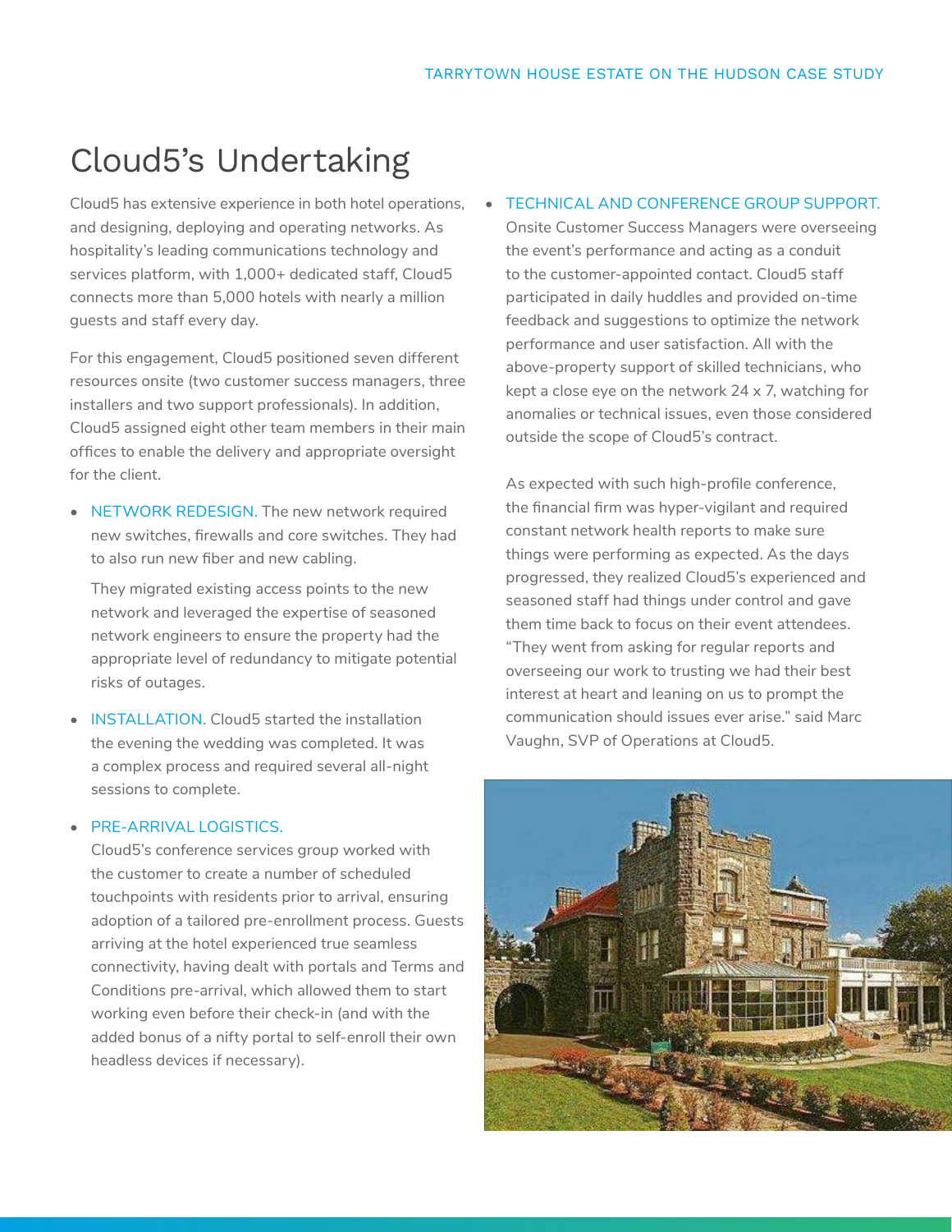# Cloud5's Undertaking

Cloud5 has extensive experience in both hotel operations, and designing, deploying and operating networks. As hospitality's leading communications technology and services platform, with 1,000+ dedicated staff, Cloud5 connects more than 5,000 hotels with nearly a million guests and staff every day.

For this engagement, Cloud5 positioned seven different resources onsite (two customer success managers, three installers and two support professionals). In addition, Cloud5 assigned eight other team members in their main offices to enable the delivery and appropriate oversight for the client.

- NETWORK REDESIGN. The new network required new switches, firewalls and core switches. They had to also run new fiber and new cabling.

  They migrated existing access points to the new network and leveraged the expertise of seasoned network engineers to ensure the property had the appropriate level of redundancy to mitigate potential risks of outages.

- INSTALLATION. Cloud5 started the installation the evening the wedding was completed. It was a complex process and required several all-night sessions to complete.

- PRE-ARRIVAL LOGISTICS.
  Cloud5's conference services group worked with the customer to create a number of scheduled touchpoints with residents prior to arrival, ensuring adoption of a tailored pre-enrollment process. Guests arriving at the hotel experienced true seamless connectivity, having dealt with portals and Terms and Conditions pre-arrival, which allowed them to start working even before their check-in (and with the added bonus of a nifty portal to self-enroll their own headless devices if necessary).

- TECHNICAL AND CONFERENCE GROUP SUPPORT.
  Onsite Customer Success Managers were overseeing the event's performance and acting as a conduit to the customer-appointed contact. Cloud5 staff participated in daily huddles and provided on-time feedback and suggestions to optimize the network performance and user satisfaction. All with the above-property support of skilled technicians, who kept a close eye on the network 24 x 7, watching for anomalies or technical issues, even those considered outside the scope of Cloud5's contract.

  As expected with such high-profile conference, the financial firm was hyper-vigilant and required constant network health reports to make sure things were performing as expected. As the days progressed, they realized Cloud5's experienced and seasoned staff had things under control and gave them time back to focus on their event attendees. "They went from asking for regular reports and overseeing our work to trusting we had their best interest at heart and leaning on us to prompt the communication should issues ever arise." said Marc Vaughn, SVP of Operations at Cloud5.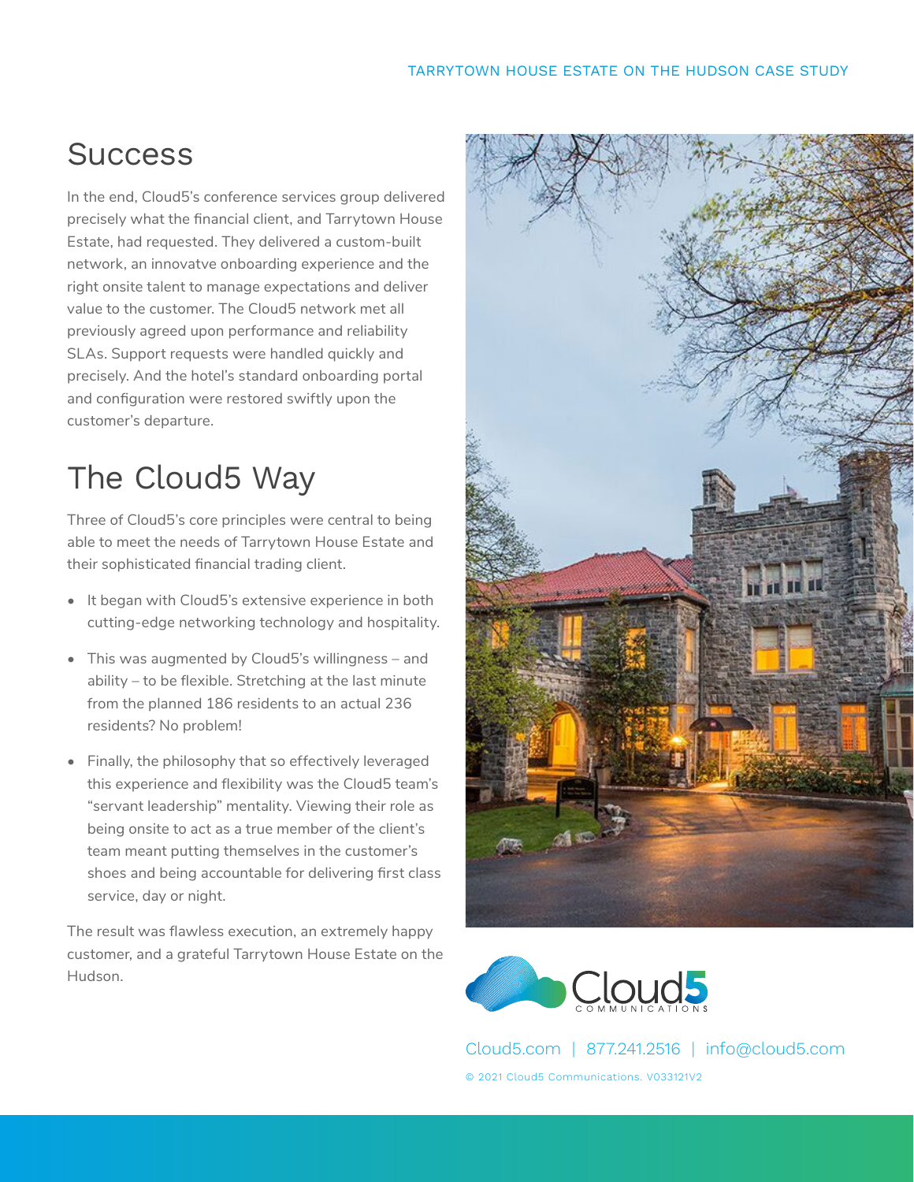## Success

In the end, Cloud5's conference services group delivered precisely what the financial client, and Tarrytown House Estate, had requested. They delivered a custom-built network, an innovatve onboarding experience and the right onsite talent to manage expectations and deliver value to the customer. The Cloud5 network met all previously agreed upon performance and reliability SLAs. Support requests were handled quickly and precisely. And the hotel's standard onboarding portal and configuration were restored swiftly upon the customer's departure.

## The Cloud5 Way

Three of Cloud5's core principles were central to being able to meet the needs of Tarrytown House Estate and their sophisticated financial trading client.

- It began with Cloud5's extensive experience in both cutting-edge networking technology and hospitality.
- This was augmented by Cloud5's willingness – and ability – to be flexible. Stretching at the last minute from the planned 186 residents to an actual 236 residents? No problem!
- Finally, the philosophy that so effectively leveraged this experience and flexibility was the Cloud5 team's "servant leadership" mentality. Viewing their role as being onsite to act as a true member of the client's team meant putting themselves in the customer's shoes and being accountable for delivering first class service, day or night.

The result was flawless execution, an extremely happy customer, and a grateful Tarrytown House Estate on the Hudson.

Cloud5 COMMUNICATIONS

Cloud5.com | 877.241.2516 | info@cloud5.com

© 2021 Cloud5 Communications. V033121V2